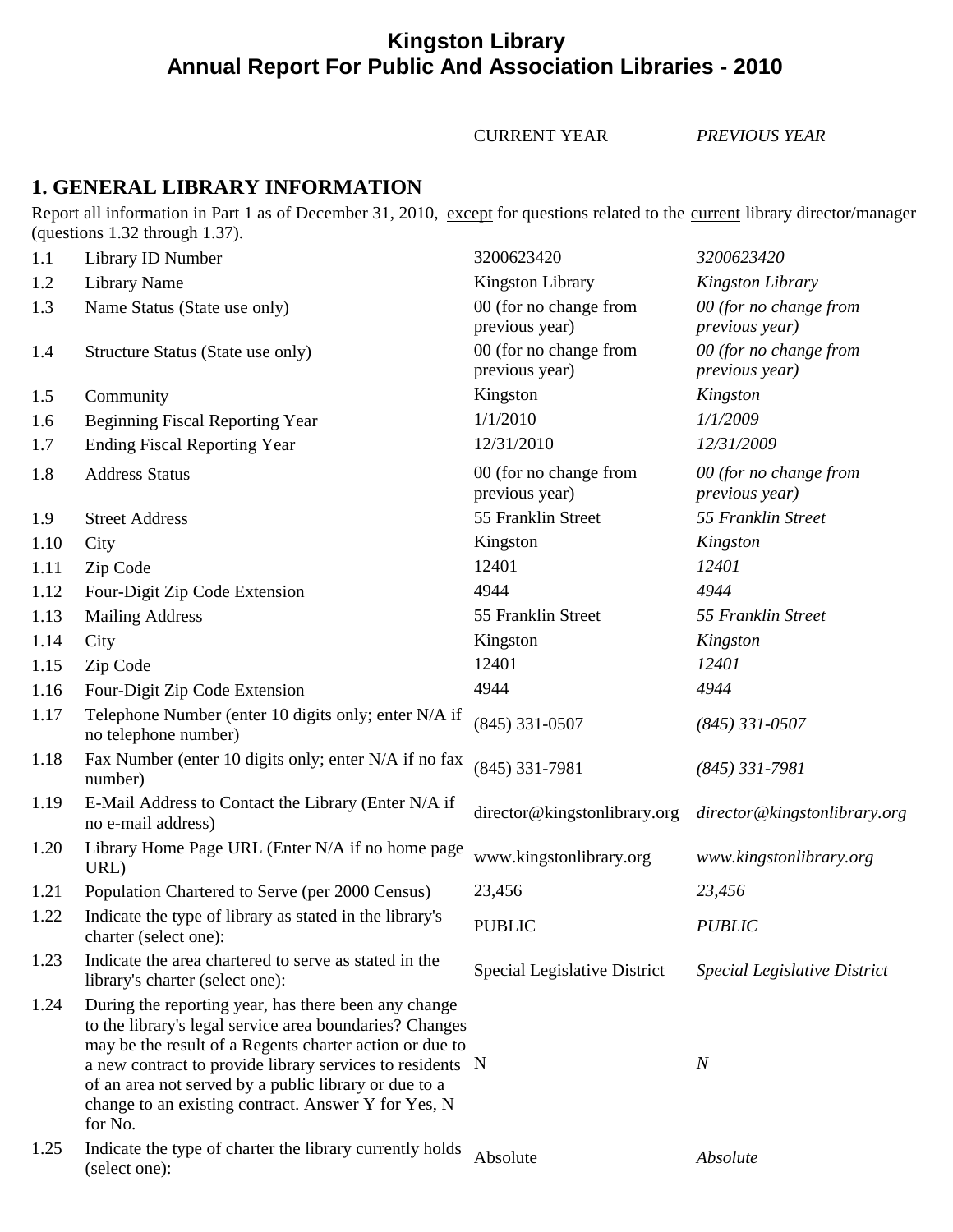# Kingston Library
# Annual Report For Public And Association Libraries - 2010

| | | CURRENT YEAR | *PREVIOUS YEAR* |
|---|---|---|---|

## 1. GENERAL LIBRARY INFORMATION

Report all information in Part 1 as of December 31, 2010, except for questions related to the current library director/manager (questions 1.32 through 1.37).

| | | CURRENT YEAR | *PREVIOUS YEAR* |
|---|---|---|---|
| 1.1 | Library ID Number | 3200623420 | *3200623420* |
| 1.2 | Library Name | Kingston Library | *Kingston Library* |
| 1.3 | Name Status (State use only) | 00 (for no change from previous year) | *00 (for no change from previous year)* |
| 1.4 | Structure Status (State use only) | 00 (for no change from previous year) | *00 (for no change from previous year)* |
| 1.5 | Community | Kingston | *Kingston* |
| 1.6 | Beginning Fiscal Reporting Year | 1/1/2010 | *1/1/2009* |
| 1.7 | Ending Fiscal Reporting Year | 12/31/2010 | *12/31/2009* |
| 1.8 | Address Status | 00 (for no change from previous year) | *00 (for no change from previous year)* |
| 1.9 | Street Address | 55 Franklin Street | *55 Franklin Street* |
| 1.10 | City | Kingston | *Kingston* |
| 1.11 | Zip Code | 12401 | *12401* |
| 1.12 | Four-Digit Zip Code Extension | 4944 | *4944* |
| 1.13 | Mailing Address | 55 Franklin Street | *55 Franklin Street* |
| 1.14 | City | Kingston | *Kingston* |
| 1.15 | Zip Code | 12401 | *12401* |
| 1.16 | Four-Digit Zip Code Extension | 4944 | *4944* |
| 1.17 | Telephone Number (enter 10 digits only; enter N/A if no telephone number) | (845) 331-0507 | *(845) 331-0507* |
| 1.18 | Fax Number (enter 10 digits only; enter N/A if no fax number) | (845) 331-7981 | *(845) 331-7981* |
| 1.19 | E-Mail Address to Contact the Library (Enter N/A if no e-mail address) | director@kingstonlibrary.org | *director@kingstonlibrary.org* |
| 1.20 | Library Home Page URL (Enter N/A if no home page URL) | www.kingstonlibrary.org | *www.kingstonlibrary.org* |
| 1.21 | Population Chartered to Serve (per 2000 Census) | 23,456 | *23,456* |
| 1.22 | Indicate the type of library as stated in the library's charter (select one): | PUBLIC | *PUBLIC* |
| 1.23 | Indicate the area chartered to serve as stated in the library's charter (select one): | Special Legislative District | *Special Legislative District* |
| 1.24 | During the reporting year, has there been any change to the library's legal service area boundaries? Changes may be the result of a Regents charter action or due to a new contract to provide library services to residents of an area not served by a public library or due to a change to an existing contract. Answer Y for Yes, N for No. | N | *N* |
| 1.25 | Indicate the type of charter the library currently holds (select one): | Absolute | *Absolute* |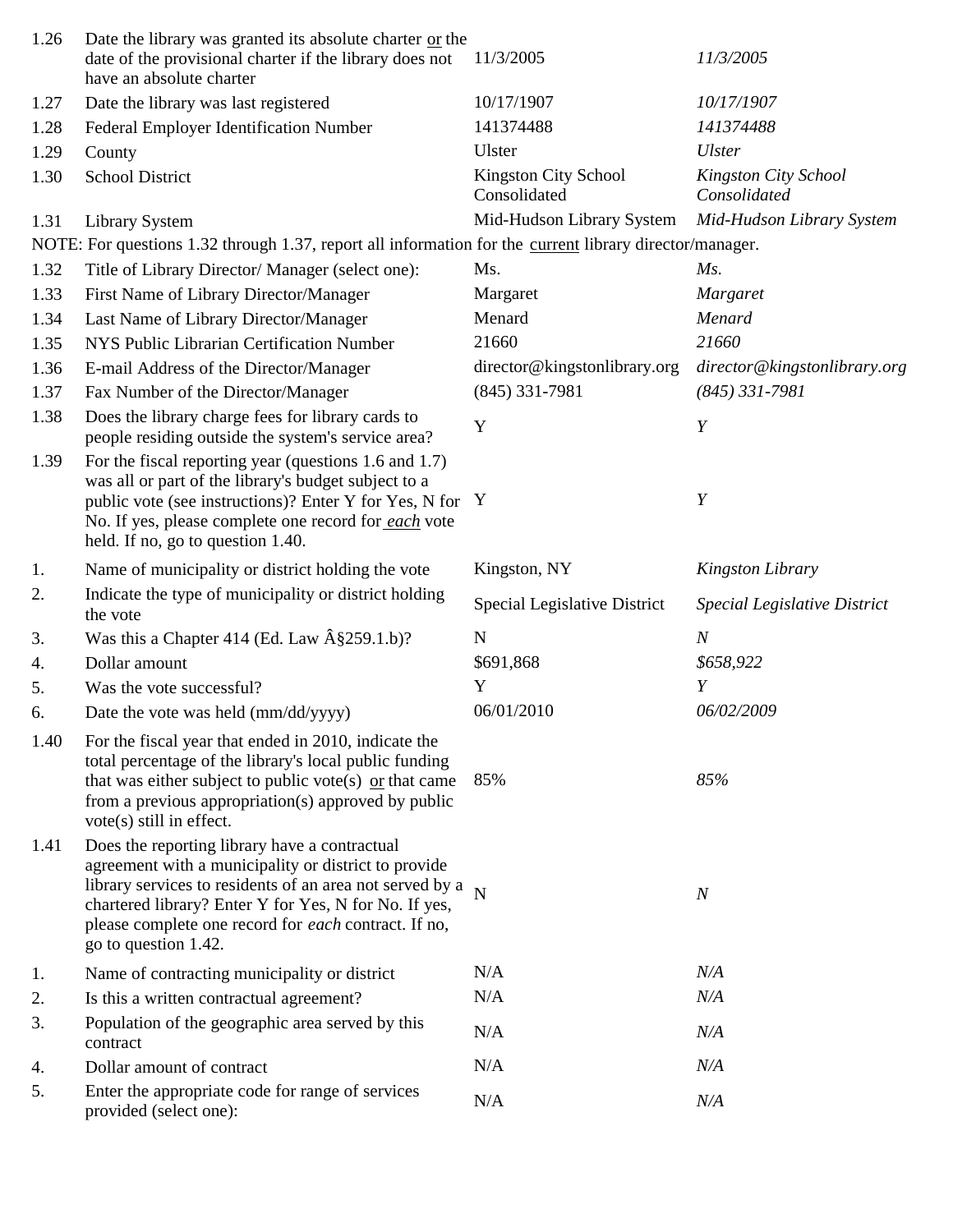| | | | |
|---|---|---|---|
| 1.26 | Date the library was granted its absolute charter <u>or</u> the date of the provisional charter if the library does not have an absolute charter | 11/3/2005 | *11/3/2005* |
| 1.27 | Date the library was last registered | 10/17/1907 | *10/17/1907* |
| 1.28 | Federal Employer Identification Number | 141374488 | *141374488* |
| 1.29 | County | Ulster | *Ulster* |
| 1.30 | School District | Kingston City School Consolidated | *Kingston City School Consolidated* |
| 1.31 | Library System | Mid-Hudson Library System | *Mid-Hudson Library System* |
| NOTE: For questions 1.32 through 1.37, report all information for the <u>current</u> library director/manager. | | | |
| 1.32 | Title of Library Director/ Manager (select one): | Ms. | *Ms.* |
| 1.33 | First Name of Library Director/Manager | Margaret | *Margaret* |
| 1.34 | Last Name of Library Director/Manager | Menard | *Menard* |
| 1.35 | NYS Public Librarian Certification Number | 21660 | *21660* |
| 1.36 | E-mail Address of the Director/Manager | director@kingstonlibrary.org | *director@kingstonlibrary.org* |
| 1.37 | Fax Number of the Director/Manager | (845) 331-7981 | *(845) 331-7981* |
| 1.38 | Does the library charge fees for library cards to people residing outside the system's service area? | Y | *Y* |
| 1.39 | For the fiscal reporting year (questions 1.6 and 1.7) was all or part of the library's budget subject to a public vote (see instructions)? Enter Y for Yes, N for No. If yes, please complete one record for <u>*each*</u> vote held. If no, go to question 1.40. | Y | *Y* |
| 1. | Name of municipality or district holding the vote | Kingston, NY | *Kingston Library* |
| 2. | Indicate the type of municipality or district holding the vote | Special Legislative District | *Special Legislative District* |
| 3. | Was this a Chapter 414 (Ed. Law Â§259.1.b)? | N | *N* |
| 4. | Dollar amount | $691,868 | *$658,922* |
| 5. | Was the vote successful? | Y | *Y* |
| 6. | Date the vote was held (mm/dd/yyyy) | 06/01/2010 | *06/02/2009* |
| 1.40 | For the fiscal year that ended in 2010, indicate the total percentage of the library's local public funding that was either subject to public vote(s) <u>or</u> that came from a previous appropriation(s) approved by public vote(s) still in effect. | 85% | *85%* |
| 1.41 | Does the reporting library have a contractual agreement with a municipality or district to provide library services to residents of an area not served by a chartered library? Enter Y for Yes, N for No. If yes, please complete one record for *each* contract. If no, go to question 1.42. | N | *N* |
| 1. | Name of contracting municipality or district | N/A | *N/A* |
| 2. | Is this a written contractual agreement? | N/A | *N/A* |
| 3. | Population of the geographic area served by this contract | N/A | *N/A* |
| 4. | Dollar amount of contract | N/A | *N/A* |
| 5. | Enter the appropriate code for range of services provided (select one): | N/A | *N/A* |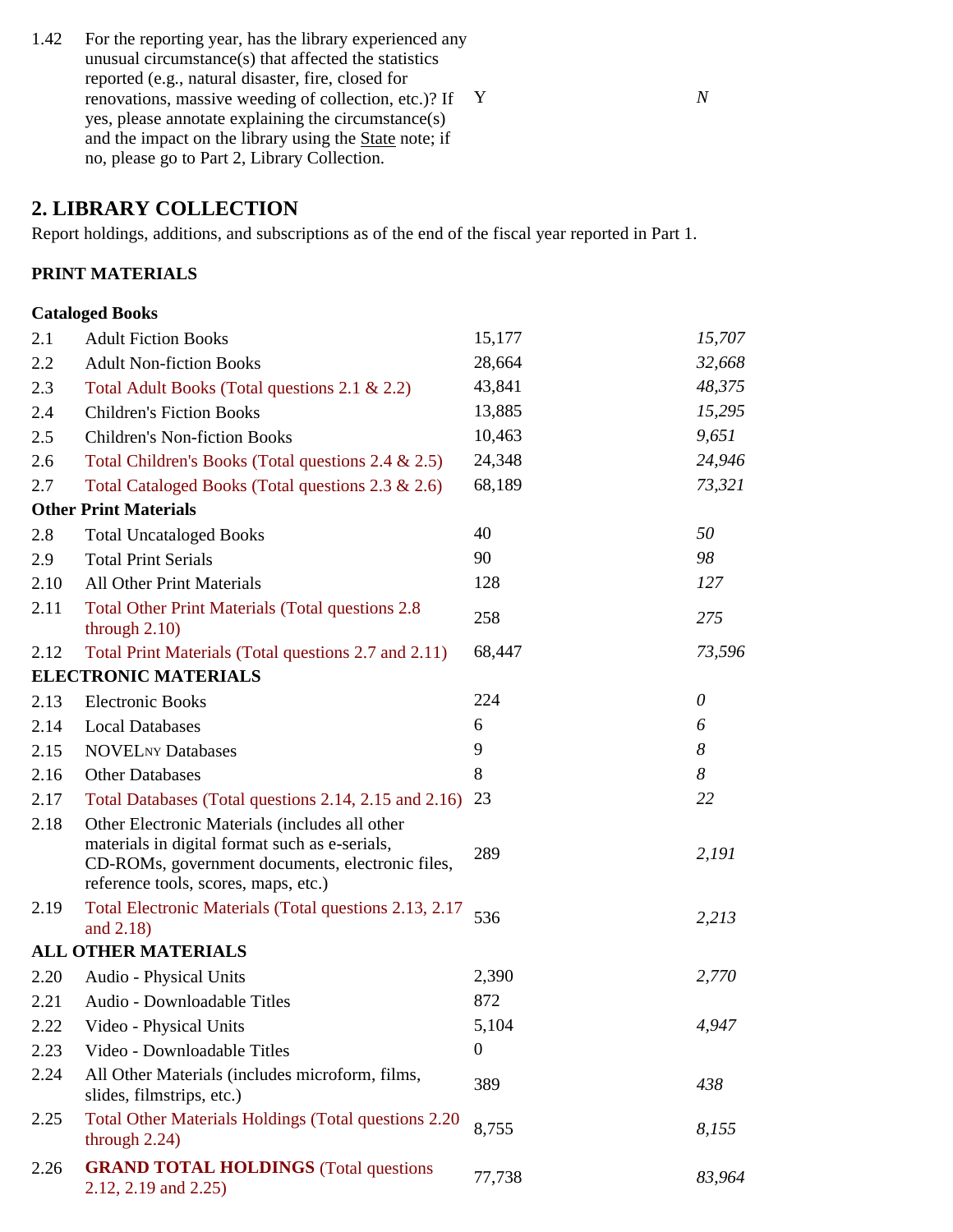| | | | |
|---|---|---|---|
| 1.42 | For the reporting year, has the library experienced any unusual circumstance(s) that affected the statistics reported (e.g., natural disaster, fire, closed for renovations, massive weeding of collection, etc.)? If yes, please annotate explaining the circumstance(s) and the impact on the library using the State note; if no, please go to Part 2, Library Collection. | Y | *N* |

## 2. LIBRARY COLLECTION

Report holdings, additions, and subscriptions as of the end of the fiscal year reported in Part 1.

**PRINT MATERIALS**

| | | | |
|---|---|---|---|
| **Cataloged Books** | | | |
| 2.1 | Adult Fiction Books | 15,177 | *15,707* |
| 2.2 | Adult Non-fiction Books | 28,664 | *32,668* |
| 2.3 | Total Adult Books (Total questions 2.1 & 2.2) | 43,841 | *48,375* |
| 2.4 | Children's Fiction Books | 13,885 | *15,295* |
| 2.5 | Children's Non-fiction Books | 10,463 | *9,651* |
| 2.6 | Total Children's Books (Total questions 2.4 & 2.5) | 24,348 | *24,946* |
| 2.7 | Total Cataloged Books (Total questions 2.3 & 2.6) | 68,189 | *73,321* |
| **Other Print Materials** | | | |
| 2.8 | Total Uncataloged Books | 40 | *50* |
| 2.9 | Total Print Serials | 90 | *98* |
| 2.10 | All Other Print Materials | 128 | *127* |
| 2.11 | Total Other Print Materials (Total questions 2.8 through 2.10) | 258 | *275* |
| 2.12 | Total Print Materials (Total questions 2.7 and 2.11) | 68,447 | *73,596* |
| **ELECTRONIC MATERIALS** | | | |
| 2.13 | Electronic Books | 224 | *0* |
| 2.14 | Local Databases | 6 | *6* |
| 2.15 | NOVELNY Databases | 9 | *8* |
| 2.16 | Other Databases | 8 | *8* |
| 2.17 | Total Databases (Total questions 2.14, 2.15 and 2.16) | 23 | *22* |
| 2.18 | Other Electronic Materials (includes all other materials in digital format such as e-serials, CD-ROMs, government documents, electronic files, reference tools, scores, maps, etc.) | 289 | *2,191* |
| 2.19 | Total Electronic Materials (Total questions 2.13, 2.17 and 2.18) | 536 | *2,213* |
| **ALL OTHER MATERIALS** | | | |
| 2.20 | Audio - Physical Units | 2,390 | *2,770* |
| 2.21 | Audio - Downloadable Titles | 872 | |
| 2.22 | Video - Physical Units | 5,104 | *4,947* |
| 2.23 | Video - Downloadable Titles | 0 | |
| 2.24 | All Other Materials (includes microform, films, slides, filmstrips, etc.) | 389 | *438* |
| 2.25 | Total Other Materials Holdings (Total questions 2.20 through 2.24) | 8,755 | *8,155* |
| 2.26 | **GRAND TOTAL HOLDINGS** (Total questions 2.12, 2.19 and 2.25) | 77,738 | *83,964* |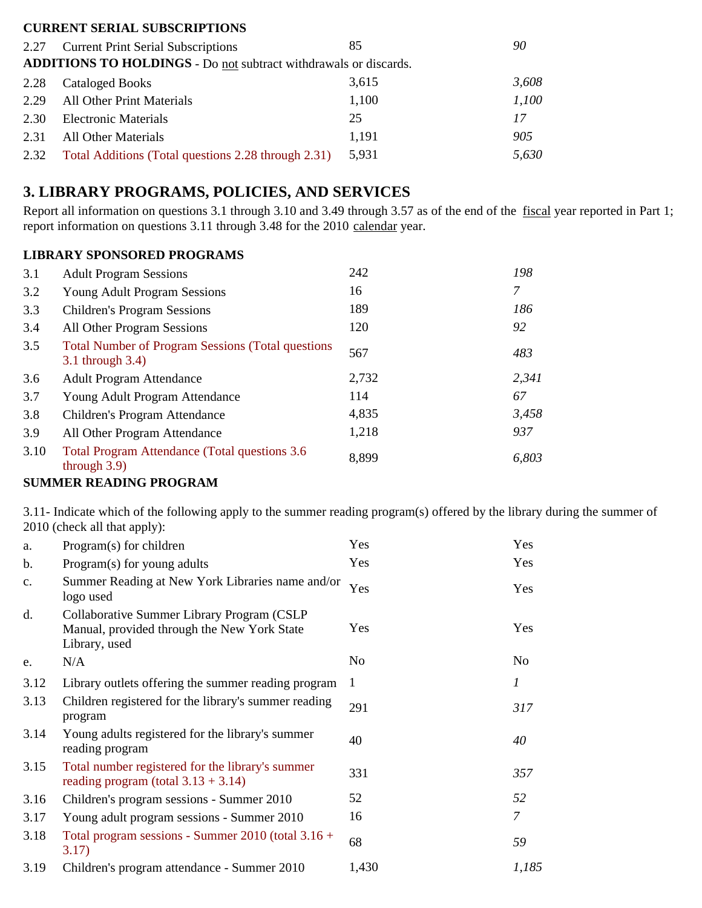**CURRENT SERIAL SUBSCRIPTIONS**

| | | | |
|---|---|---|---|
| 2.27 | Current Print Serial Subscriptions | 85 | *90* |

**ADDITIONS TO HOLDINGS** - Do not subtract withdrawals or discards.

| | | | |
|---|---|---|---|
| 2.28 | Cataloged Books | 3,615 | *3,608* |
| 2.29 | All Other Print Materials | 1,100 | *1,100* |
| 2.30 | Electronic Materials | 25 | *17* |
| 2.31 | All Other Materials | 1,191 | *905* |
| 2.32 | Total Additions (Total questions 2.28 through 2.31) | 5,931 | *5,630* |

## 3. LIBRARY PROGRAMS, POLICIES, AND SERVICES

Report all information on questions 3.1 through 3.10 and 3.49 through 3.57 as of the end of the fiscal year reported in Part 1; report information on questions 3.11 through 3.48 for the 2010 calendar year.

**LIBRARY SPONSORED PROGRAMS**

| | | | |
|---|---|---|---|
| 3.1 | Adult Program Sessions | 242 | *198* |
| 3.2 | Young Adult Program Sessions | 16 | *7* |
| 3.3 | Children's Program Sessions | 189 | *186* |
| 3.4 | All Other Program Sessions | 120 | *92* |
| 3.5 | Total Number of Program Sessions (Total questions 3.1 through 3.4) | 567 | *483* |
| 3.6 | Adult Program Attendance | 2,732 | *2,341* |
| 3.7 | Young Adult Program Attendance | 114 | *67* |
| 3.8 | Children's Program Attendance | 4,835 | *3,458* |
| 3.9 | All Other Program Attendance | 1,218 | *937* |
| 3.10 | Total Program Attendance (Total questions 3.6 through 3.9) | 8,899 | *6,803* |

**SUMMER READING PROGRAM**

3.11- Indicate which of the following apply to the summer reading program(s) offered by the library during the summer of 2010 (check all that apply):

| | | | |
|---|---|---|---|
| a. | Program(s) for children | Yes | Yes |
| b. | Program(s) for young adults | Yes | Yes |
| c. | Summer Reading at New York Libraries name and/or logo used | Yes | Yes |
| d. | Collaborative Summer Library Program (CSLP Manual, provided through the New York State Library, used | Yes | Yes |
| e. | N/A | No | No |
| 3.12 | Library outlets offering the summer reading program | 1 | *1* |
| 3.13 | Children registered for the library's summer reading program | 291 | *317* |
| 3.14 | Young adults registered for the library's summer reading program | 40 | *40* |
| 3.15 | Total number registered for the library's summer reading program (total 3.13 + 3.14) | 331 | *357* |
| 3.16 | Children's program sessions - Summer 2010 | 52 | *52* |
| 3.17 | Young adult program sessions - Summer 2010 | 16 | *7* |
| 3.18 | Total program sessions - Summer 2010 (total 3.16 + 3.17) | 68 | *59* |
| 3.19 | Children's program attendance - Summer 2010 | 1,430 | *1,185* |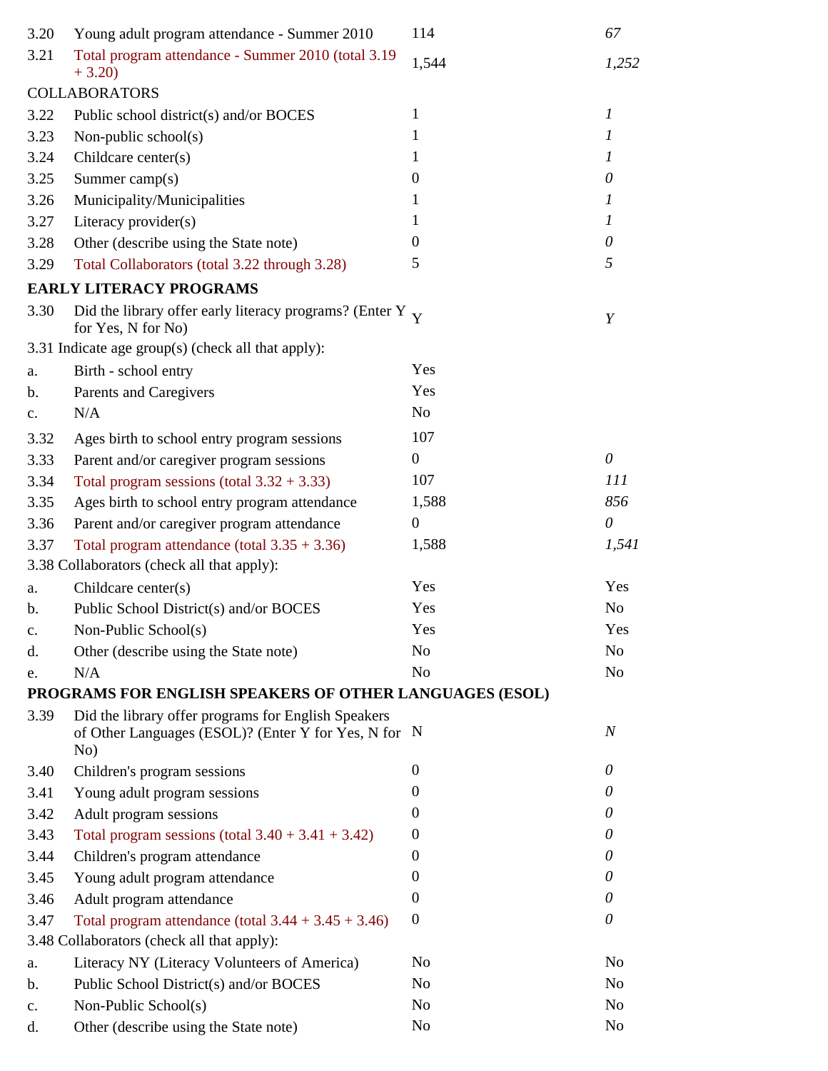| | | | |
|---|---|---|---|
| 3.20 | Young adult program attendance - Summer 2010 | 114 | *67* |
| 3.21 | Total program attendance - Summer 2010 (total 3.19 + 3.20) | 1,544 | *1,252* |
| COLLABORATORS | | | |
| 3.22 | Public school district(s) and/or BOCES | 1 | *1* |
| 3.23 | Non-public school(s) | 1 | *1* |
| 3.24 | Childcare center(s) | 1 | *1* |
| 3.25 | Summer camp(s) | 0 | *0* |
| 3.26 | Municipality/Municipalities | 1 | *1* |
| 3.27 | Literacy provider(s) | 1 | *1* |
| 3.28 | Other (describe using the State note) | 0 | *0* |
| 3.29 | Total Collaborators (total 3.22 through 3.28) | 5 | *5* |

**EARLY LITERACY PROGRAMS**

| | | | |
|---|---|---|---|
| 3.30 | Did the library offer early literacy programs? (Enter Y for Yes, N for No) | Y | *Y* |
| 3.31 Indicate age group(s) (check all that apply): | | | |
| a. | Birth - school entry | Yes | |
| b. | Parents and Caregivers | Yes | |
| c. | N/A | No | |
| 3.32 | Ages birth to school entry program sessions | 107 | |
| 3.33 | Parent and/or caregiver program sessions | 0 | *0* |
| 3.34 | Total program sessions (total 3.32 + 3.33) | 107 | *111* |
| 3.35 | Ages birth to school entry program attendance | 1,588 | *856* |
| 3.36 | Parent and/or caregiver program attendance | 0 | *0* |
| 3.37 | Total program attendance (total 3.35 + 3.36) | 1,588 | *1,541* |
| 3.38 Collaborators (check all that apply): | | | |
| a. | Childcare center(s) | Yes | Yes |
| b. | Public School District(s) and/or BOCES | Yes | No |
| c. | Non-Public School(s) | Yes | Yes |
| d. | Other (describe using the State note) | No | No |
| e. | N/A | No | No |

**PROGRAMS FOR ENGLISH SPEAKERS OF OTHER LANGUAGES (ESOL)**

| | | | |
|---|---|---|---|
| 3.39 | Did the library offer programs for English Speakers of Other Languages (ESOL)? (Enter Y for Yes, N for No) | N | *N* |
| 3.40 | Children's program sessions | 0 | *0* |
| 3.41 | Young adult program sessions | 0 | *0* |
| 3.42 | Adult program sessions | 0 | *0* |
| 3.43 | Total program sessions (total 3.40 + 3.41 + 3.42) | 0 | *0* |
| 3.44 | Children's program attendance | 0 | *0* |
| 3.45 | Young adult program attendance | 0 | *0* |
| 3.46 | Adult program attendance | 0 | *0* |
| 3.47 | Total program attendance (total 3.44 + 3.45 + 3.46) | 0 | *0* |
| 3.48 Collaborators (check all that apply): | | | |
| a. | Literacy NY (Literacy Volunteers of America) | No | No |
| b. | Public School District(s) and/or BOCES | No | No |
| c. | Non-Public School(s) | No | No |
| d. | Other (describe using the State note) | No | No |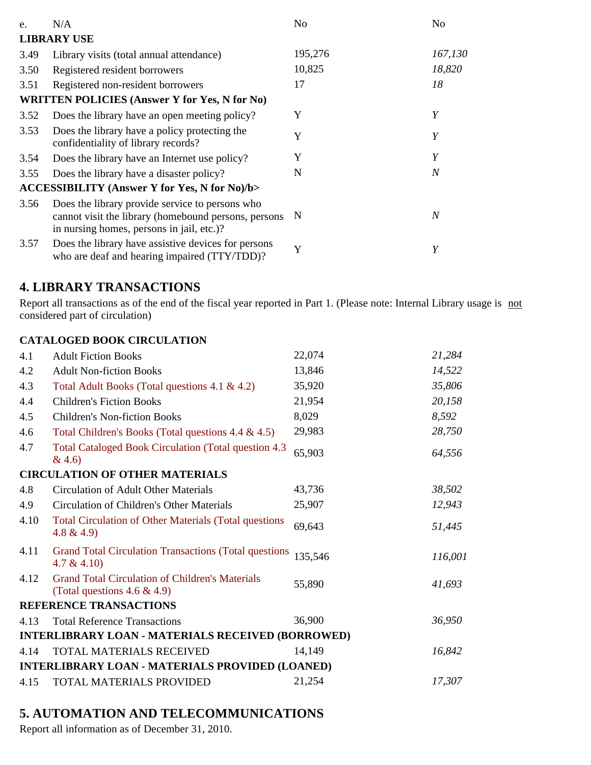| | | | |
|---|---|---|---|
| e. | N/A | No | No |
| **LIBRARY USE** | | | |
| 3.49 | Library visits (total annual attendance) | 195,276 | *167,130* |
| 3.50 | Registered resident borrowers | 10,825 | *18,820* |
| 3.51 | Registered non-resident borrowers | 17 | *18* |
| **WRITTEN POLICIES (Answer Y for Yes, N for No)** | | | |
| 3.52 | Does the library have an open meeting policy? | Y | *Y* |
| 3.53 | Does the library have a policy protecting the confidentiality of library records? | Y | *Y* |
| 3.54 | Does the library have an Internet use policy? | Y | *Y* |
| 3.55 | Does the library have a disaster policy? | N | *N* |
| **ACCESSIBILITY (Answer Y for Yes, N for No)/b>** | | | |
| 3.56 | Does the library provide service to persons who cannot visit the library (homebound persons, persons in nursing homes, persons in jail, etc.)? | N | *N* |
| 3.57 | Does the library have assistive devices for persons who are deaf and hearing impaired (TTY/TDD)? | Y | *Y* |

## 4. LIBRARY TRANSACTIONS

Report all transactions as of the end of the fiscal year reported in Part 1. (Please note: Internal Library usage is not considered part of circulation)

| | | | |
|---|---|---|---|
| **CATALOGED BOOK CIRCULATION** | | | |
| 4.1 | Adult Fiction Books | 22,074 | *21,284* |
| 4.2 | Adult Non-fiction Books | 13,846 | *14,522* |
| 4.3 | Total Adult Books (Total questions 4.1 & 4.2) | 35,920 | *35,806* |
| 4.4 | Children's Fiction Books | 21,954 | *20,158* |
| 4.5 | Children's Non-fiction Books | 8,029 | *8,592* |
| 4.6 | Total Children's Books (Total questions 4.4 & 4.5) | 29,983 | *28,750* |
| 4.7 | Total Cataloged Book Circulation (Total question 4.3 & 4.6) | 65,903 | *64,556* |
| **CIRCULATION OF OTHER MATERIALS** | | | |
| 4.8 | Circulation of Adult Other Materials | 43,736 | *38,502* |
| 4.9 | Circulation of Children's Other Materials | 25,907 | *12,943* |
| 4.10 | Total Circulation of Other Materials (Total questions 4.8 & 4.9) | 69,643 | *51,445* |
| 4.11 | Grand Total Circulation Transactions (Total questions 4.7 & 4.10) | 135,546 | *116,001* |
| 4.12 | Grand Total Circulation of Children's Materials (Total questions 4.6 & 4.9) | 55,890 | *41,693* |
| **REFERENCE TRANSACTIONS** | | | |
| 4.13 | Total Reference Transactions | 36,900 | *36,950* |
| **INTERLIBRARY LOAN - MATERIALS RECEIVED (BORROWED)** | | | |
| 4.14 | TOTAL MATERIALS RECEIVED | 14,149 | *16,842* |
| **INTERLIBRARY LOAN - MATERIALS PROVIDED (LOANED)** | | | |
| 4.15 | TOTAL MATERIALS PROVIDED | 21,254 | *17,307* |

## 5. AUTOMATION AND TELECOMMUNICATIONS

Report all information as of December 31, 2010.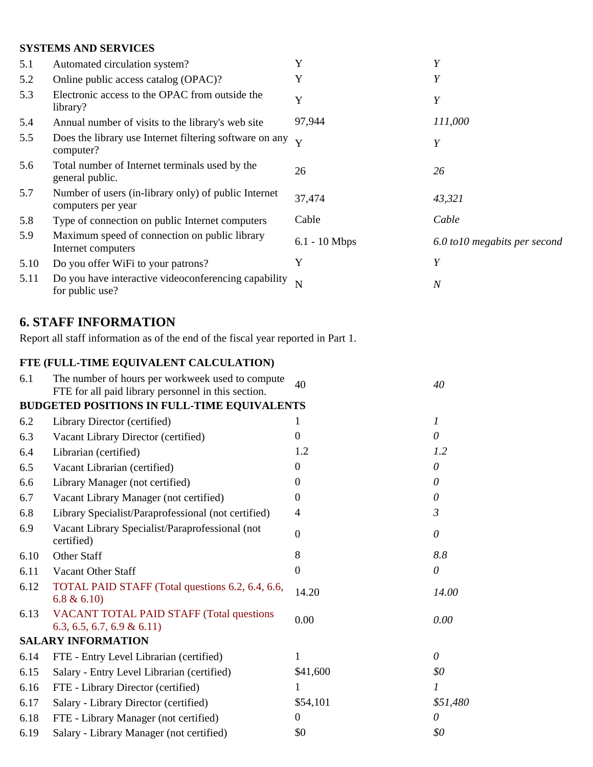**SYSTEMS AND SERVICES**

| | | | |
|---|---|---|---|
| 5.1 | Automated circulation system? | Y | *Y* |
| 5.2 | Online public access catalog (OPAC)? | Y | *Y* |
| 5.3 | Electronic access to the OPAC from outside the library? | Y | *Y* |
| 5.4 | Annual number of visits to the library's web site | 97,944 | *111,000* |
| 5.5 | Does the library use Internet filtering software on any computer? | Y | *Y* |
| 5.6 | Total number of Internet terminals used by the general public. | 26 | *26* |
| 5.7 | Number of users (in-library only) of public Internet computers per year | 37,474 | *43,321* |
| 5.8 | Type of connection on public Internet computers | Cable | *Cable* |
| 5.9 | Maximum speed of connection on public library Internet computers | 6.1 - 10 Mbps | *6.0 to10 megabits per second* |
| 5.10 | Do you offer WiFi to your patrons? | Y | *Y* |
| 5.11 | Do you have interactive videoconferencing capability for public use? | N | *N* |

## 6. STAFF INFORMATION

Report all staff information as of the end of the fiscal year reported in Part 1.

**FTE (FULL-TIME EQUIVALENT CALCULATION)**

| | | | |
|---|---|---|---|
| 6.1 | The number of hours per workweek used to compute FTE for all paid library personnel in this section. | 40 | *40* |
| **BUDGETED POSITIONS IN FULL-TIME EQUIVALENTS** | | | |
| 6.2 | Library Director (certified) | 1 | *1* |
| 6.3 | Vacant Library Director (certified) | 0 | *0* |
| 6.4 | Librarian (certified) | 1.2 | *1.2* |
| 6.5 | Vacant Librarian (certified) | 0 | *0* |
| 6.6 | Library Manager (not certified) | 0 | *0* |
| 6.7 | Vacant Library Manager (not certified) | 0 | *0* |
| 6.8 | Library Specialist/Paraprofessional (not certified) | 4 | *3* |
| 6.9 | Vacant Library Specialist/Paraprofessional (not certified) | 0 | *0* |
| 6.10 | Other Staff | 8 | *8.8* |
| 6.11 | Vacant Other Staff | 0 | *0* |
| 6.12 | TOTAL PAID STAFF (Total questions 6.2, 6.4, 6.6, 6.8 & 6.10) | 14.20 | *14.00* |
| 6.13 | VACANT TOTAL PAID STAFF (Total questions 6.3, 6.5, 6.7, 6.9 & 6.11) | 0.00 | *0.00* |
| **SALARY INFORMATION** | | | |
| 6.14 | FTE - Entry Level Librarian (certified) | 1 | *0* |
| 6.15 | Salary - Entry Level Librarian (certified) | $41,600 | *$0* |
| 6.16 | FTE - Library Director (certified) | 1 | *1* |
| 6.17 | Salary - Library Director (certified) | $54,101 | *$51,480* |
| 6.18 | FTE - Library Manager (not certified) | 0 | *0* |
| 6.19 | Salary - Library Manager (not certified) | $0 | *$0* |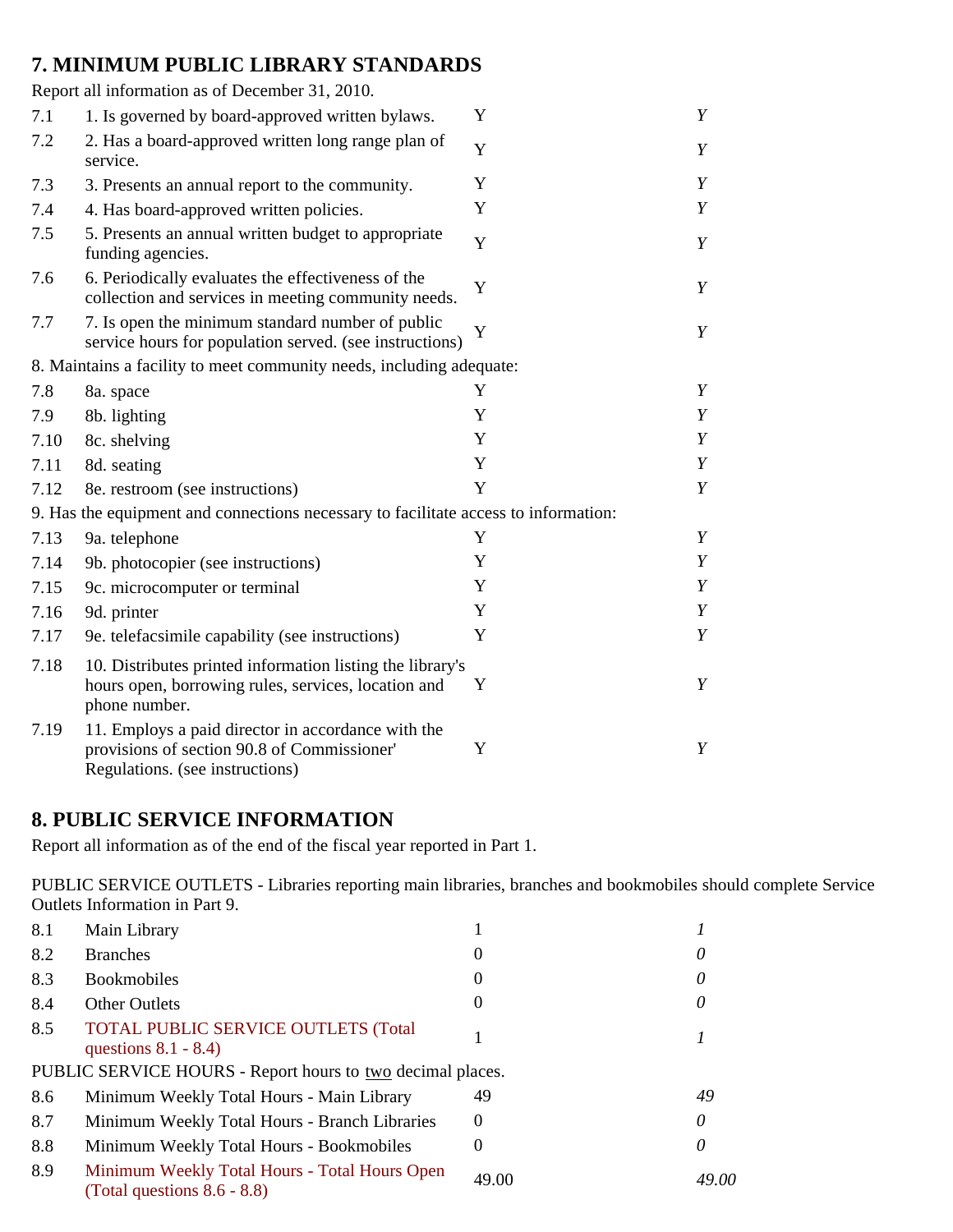## 7. MINIMUM PUBLIC LIBRARY STANDARDS

Report all information as of December 31, 2010.

| | | | |
|---|---|---|---|
| 7.1 | 1. Is governed by board-approved written bylaws. | Y | *Y* |
| 7.2 | 2. Has a board-approved written long range plan of service. | Y | *Y* |
| 7.3 | 3. Presents an annual report to the community. | Y | *Y* |
| 7.4 | 4. Has board-approved written policies. | Y | *Y* |
| 7.5 | 5. Presents an annual written budget to appropriate funding agencies. | Y | *Y* |
| 7.6 | 6. Periodically evaluates the effectiveness of the collection and services in meeting community needs. | Y | *Y* |
| 7.7 | 7. Is open the minimum standard number of public service hours for population served. (see instructions) | Y | *Y* |
| 8. Maintains a facility to meet community needs, including adequate: | | | |
| 7.8 | 8a. space | Y | *Y* |
| 7.9 | 8b. lighting | Y | *Y* |
| 7.10 | 8c. shelving | Y | *Y* |
| 7.11 | 8d. seating | Y | *Y* |
| 7.12 | 8e. restroom (see instructions) | Y | *Y* |
| 9. Has the equipment and connections necessary to facilitate access to information: | | | |
| 7.13 | 9a. telephone | Y | *Y* |
| 7.14 | 9b. photocopier (see instructions) | Y | *Y* |
| 7.15 | 9c. microcomputer or terminal | Y | *Y* |
| 7.16 | 9d. printer | Y | *Y* |
| 7.17 | 9e. telefacsimile capability (see instructions) | Y | *Y* |
| 7.18 | 10. Distributes printed information listing the library's hours open, borrowing rules, services, location and phone number. | Y | *Y* |
| 7.19 | 11. Employs a paid director in accordance with the provisions of section 90.8 of Commissioner' Regulations. (see instructions) | Y | *Y* |

## 8. PUBLIC SERVICE INFORMATION

Report all information as of the end of the fiscal year reported in Part 1.

PUBLIC SERVICE OUTLETS - Libraries reporting main libraries, branches and bookmobiles should complete Service Outlets Information in Part 9.

| | | | |
|---|---|---|---|
| 8.1 | Main Library | 1 | *1* |
| 8.2 | Branches | 0 | *0* |
| 8.3 | Bookmobiles | 0 | *0* |
| 8.4 | Other Outlets | 0 | *0* |
| 8.5 | TOTAL PUBLIC SERVICE OUTLETS (Total questions 8.1 - 8.4) | 1 | *1* |
| PUBLIC SERVICE HOURS - Report hours to two decimal places. | | | |
| 8.6 | Minimum Weekly Total Hours - Main Library | 49 | *49* |
| 8.7 | Minimum Weekly Total Hours - Branch Libraries | 0 | *0* |
| 8.8 | Minimum Weekly Total Hours - Bookmobiles | 0 | *0* |
| 8.9 | Minimum Weekly Total Hours - Total Hours Open (Total questions 8.6 - 8.8) | 49.00 | *49.00* |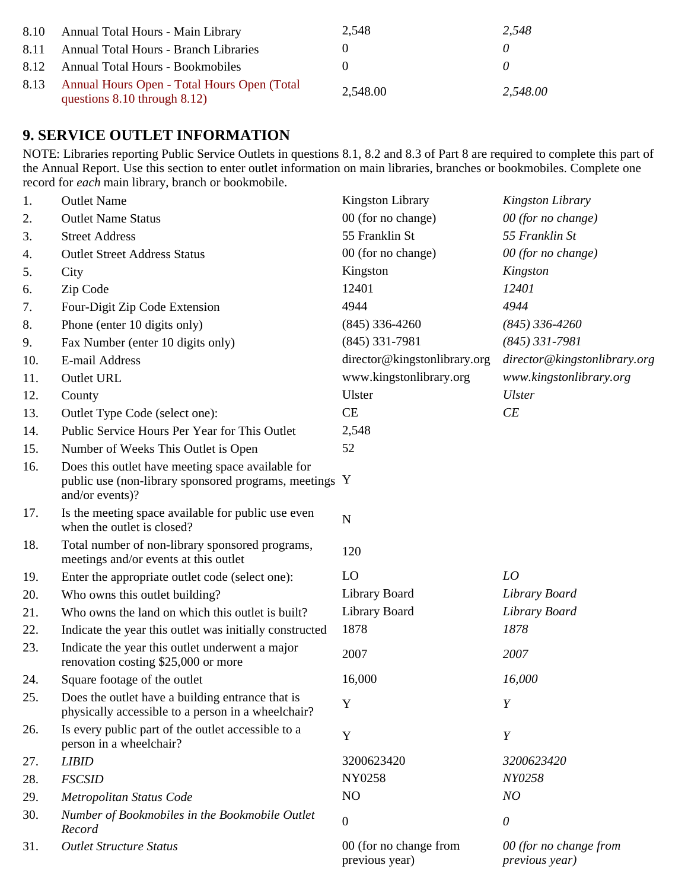| | | | |
|---|---|---|---|
| 8.10 | Annual Total Hours - Main Library | 2,548 | *2,548* |
| 8.11 | Annual Total Hours - Branch Libraries | 0 | *0* |
| 8.12 | Annual Total Hours - Bookmobiles | 0 | *0* |
| 8.13 | Annual Hours Open - Total Hours Open (Total questions 8.10 through 8.12) | 2,548.00 | *2,548.00* |

## 9. SERVICE OUTLET INFORMATION

NOTE: Libraries reporting Public Service Outlets in questions 8.1, 8.2 and 8.3 of Part 8 are required to complete this part of the Annual Report. Use this section to enter outlet information on main libraries, branches or bookmobiles. Complete one record for *each* main library, branch or bookmobile.

| | | | |
|---|---|---|---|
| 1. | Outlet Name | Kingston Library | *Kingston Library* |
| 2. | Outlet Name Status | 00 (for no change) | *00 (for no change)* |
| 3. | Street Address | 55 Franklin St | *55 Franklin St* |
| 4. | Outlet Street Address Status | 00 (for no change) | *00 (for no change)* |
| 5. | City | Kingston | *Kingston* |
| 6. | Zip Code | 12401 | *12401* |
| 7. | Four-Digit Zip Code Extension | 4944 | *4944* |
| 8. | Phone (enter 10 digits only) | (845) 336-4260 | *(845) 336-4260* |
| 9. | Fax Number (enter 10 digits only) | (845) 331-7981 | *(845) 331-7981* |
| 10. | E-mail Address | director@kingstonlibrary.org | *director@kingstonlibrary.org* |
| 11. | Outlet URL | www.kingstonlibrary.org | *www.kingstonlibrary.org* |
| 12. | County | Ulster | *Ulster* |
| 13. | Outlet Type Code (select one): | CE | *CE* |
| 14. | Public Service Hours Per Year for This Outlet | 2,548 | |
| 15. | Number of Weeks This Outlet is Open | 52 | |
| 16. | Does this outlet have meeting space available for public use (non-library sponsored programs, meetings and/or events)? | Y | |
| 17. | Is the meeting space available for public use even when the outlet is closed? | N | |
| 18. | Total number of non-library sponsored programs, meetings and/or events at this outlet | 120 | |
| 19. | Enter the appropriate outlet code (select one): | LO | *LO* |
| 20. | Who owns this outlet building? | Library Board | *Library Board* |
| 21. | Who owns the land on which this outlet is built? | Library Board | *Library Board* |
| 22. | Indicate the year this outlet was initially constructed | 1878 | *1878* |
| 23. | Indicate the year this outlet underwent a major renovation costing $25,000 or more | 2007 | *2007* |
| 24. | Square footage of the outlet | 16,000 | *16,000* |
| 25. | Does the outlet have a building entrance that is physically accessible to a person in a wheelchair? | Y | *Y* |
| 26. | Is every public part of the outlet accessible to a person in a wheelchair? | Y | *Y* |
| 27. | *LIBID* | 3200623420 | *3200623420* |
| 28. | *FSCSID* | NY0258 | *NY0258* |
| 29. | *Metropolitan Status Code* | NO | *NO* |
| 30. | *Number of Bookmobiles in the Bookmobile Outlet Record* | 0 | *0* |
| 31. | *Outlet Structure Status* | 00 (for no change from previous year) | *00 (for no change from previous year)* |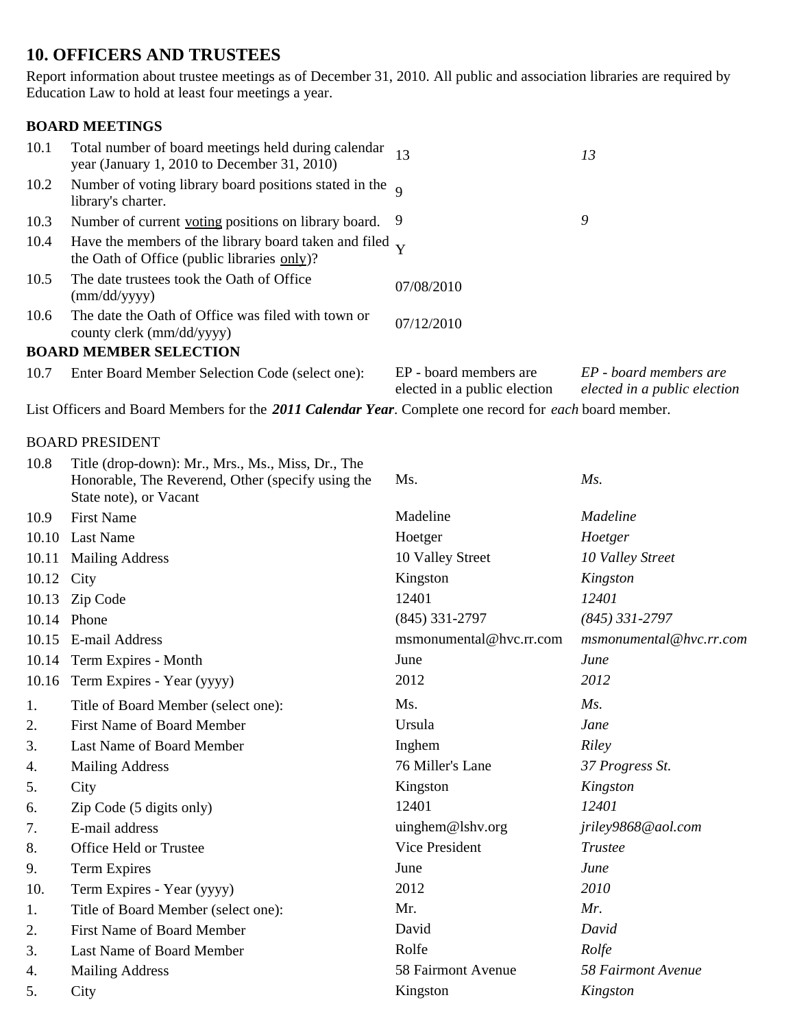## 10. OFFICERS AND TRUSTEES

Report information about trustee meetings as of December 31, 2010. All public and association libraries are required by Education Law to hold at least four meetings a year.

### BOARD MEETINGS

| | | | |
|---|---|---|---|
| 10.1 | Total number of board meetings held during calendar year (January 1, 2010 to December 31, 2010) | 13 | *13* |
| 10.2 | Number of voting library board positions stated in the library's charter. | 9 | |
| 10.3 | Number of current voting positions on library board. | 9 | *9* |
| 10.4 | Have the members of the library board taken and filed the Oath of Office (public libraries only)? | Y | |
| 10.5 | The date trustees took the Oath of Office (mm/dd/yyyy) | 07/08/2010 | |
| 10.6 | The date the Oath of Office was filed with town or county clerk (mm/dd/yyyy) | 07/12/2010 | |

### BOARD MEMBER SELECTION

| | | | |
|---|---|---|---|
| 10.7 | Enter Board Member Selection Code (select one): | EP - board members are elected in a public election | *EP - board members are elected in a public election* |

List Officers and Board Members for the ***2011 Calendar Year***. Complete one record for *each* board member.

BOARD PRESIDENT

| | | | |
|---|---|---|---|
| 10.8 | Title (drop-down): Mr., Mrs., Ms., Miss, Dr., The Honorable, The Reverend, Other (specify using the State note), or Vacant | Ms. | *Ms.* |
| 10.9 | First Name | Madeline | *Madeline* |
| 10.10 | Last Name | Hoetger | *Hoetger* |
| 10.11 | Mailing Address | 10 Valley Street | *10 Valley Street* |
| 10.12 | City | Kingston | *Kingston* |
| 10.13 | Zip Code | 12401 | *12401* |
| 10.14 | Phone | (845) 331-2797 | *(845) 331-2797* |
| 10.15 | E-mail Address | msmonumental@hvc.rr.com | *msmonumental@hvc.rr.com* |
| 10.14 | Term Expires - Month | June | *June* |
| 10.16 | Term Expires - Year (yyyy) | 2012 | *2012* |
| 1. | Title of Board Member (select one): | Ms. | *Ms.* |
| 2. | First Name of Board Member | Ursula | *Jane* |
| 3. | Last Name of Board Member | Inghem | *Riley* |
| 4. | Mailing Address | 76 Miller's Lane | *37 Progress St.* |
| 5. | City | Kingston | *Kingston* |
| 6. | Zip Code (5 digits only) | 12401 | *12401* |
| 7. | E-mail address | uinghem@lshv.org | *jriley9868@aol.com* |
| 8. | Office Held or Trustee | Vice President | *Trustee* |
| 9. | Term Expires | June | *June* |
| 10. | Term Expires - Year (yyyy) | 2012 | *2010* |
| 1. | Title of Board Member (select one): | Mr. | *Mr.* |
| 2. | First Name of Board Member | David | *David* |
| 3. | Last Name of Board Member | Rolfe | *Rolfe* |
| 4. | Mailing Address | 58 Fairmont Avenue | *58 Fairmont Avenue* |
| 5. | City | Kingston | *Kingston* |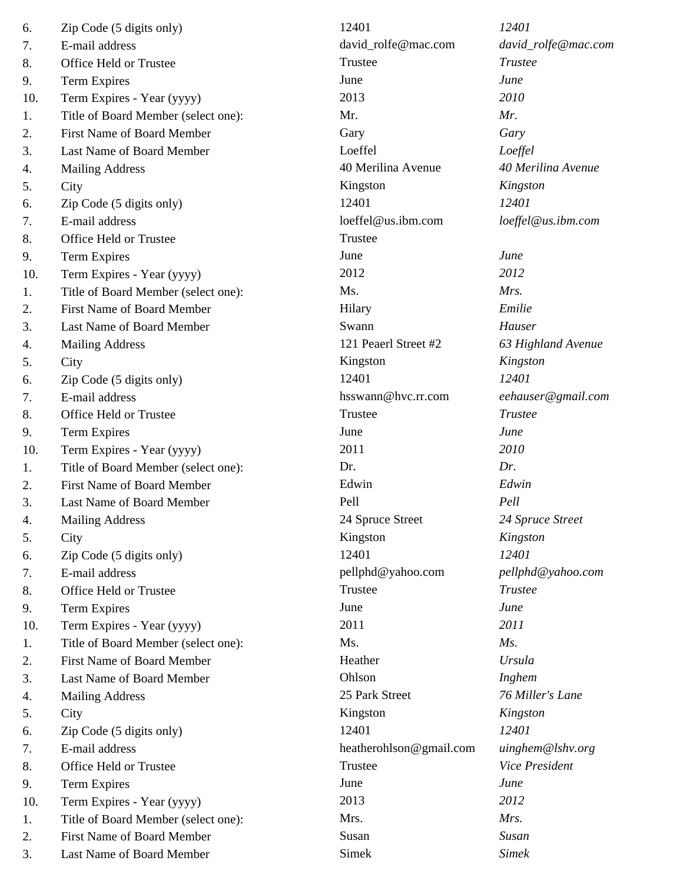| | | | |
|---|---|---|---|
| 6. | Zip Code (5 digits only) | 12401 | *12401* |
| 7. | E-mail address | david_rolfe@mac.com | *david_rolfe@mac.com* |
| 8. | Office Held or Trustee | Trustee | *Trustee* |
| 9. | Term Expires | June | *June* |
| 10. | Term Expires - Year (yyyy) | 2013 | *2010* |
| 1. | Title of Board Member (select one): | Mr. | *Mr.* |
| 2. | First Name of Board Member | Gary | *Gary* |
| 3. | Last Name of Board Member | Loeffel | *Loeffel* |
| 4. | Mailing Address | 40 Merilina Avenue | *40 Merilina Avenue* |
| 5. | City | Kingston | *Kingston* |
| 6. | Zip Code (5 digits only) | 12401 | *12401* |
| 7. | E-mail address | loeffel@us.ibm.com | *loeffel@us.ibm.com* |
| 8. | Office Held or Trustee | Trustee | |
| 9. | Term Expires | June | *June* |
| 10. | Term Expires - Year (yyyy) | 2012 | *2012* |
| 1. | Title of Board Member (select one): | Ms. | *Mrs.* |
| 2. | First Name of Board Member | Hilary | *Emilie* |
| 3. | Last Name of Board Member | Swann | *Hauser* |
| 4. | Mailing Address | 121 Peaerl Street #2 | *63 Highland Avenue* |
| 5. | City | Kingston | *Kingston* |
| 6. | Zip Code (5 digits only) | 12401 | *12401* |
| 7. | E-mail address | hsswann@hvc.rr.com | *eehauser@gmail.com* |
| 8. | Office Held or Trustee | Trustee | *Trustee* |
| 9. | Term Expires | June | *June* |
| 10. | Term Expires - Year (yyyy) | 2011 | *2010* |
| 1. | Title of Board Member (select one): | Dr. | *Dr.* |
| 2. | First Name of Board Member | Edwin | *Edwin* |
| 3. | Last Name of Board Member | Pell | *Pell* |
| 4. | Mailing Address | 24 Spruce Street | *24 Spruce Street* |
| 5. | City | Kingston | *Kingston* |
| 6. | Zip Code (5 digits only) | 12401 | *12401* |
| 7. | E-mail address | pellphd@yahoo.com | *pellphd@yahoo.com* |
| 8. | Office Held or Trustee | Trustee | *Trustee* |
| 9. | Term Expires | June | *June* |
| 10. | Term Expires - Year (yyyy) | 2011 | *2011* |
| 1. | Title of Board Member (select one): | Ms. | *Ms.* |
| 2. | First Name of Board Member | Heather | *Ursula* |
| 3. | Last Name of Board Member | Ohlson | *Inghem* |
| 4. | Mailing Address | 25 Park Street | *76 Miller's Lane* |
| 5. | City | Kingston | *Kingston* |
| 6. | Zip Code (5 digits only) | 12401 | *12401* |
| 7. | E-mail address | heatherohlson@gmail.com | *uinghem@lshv.org* |
| 8. | Office Held or Trustee | Trustee | *Vice President* |
| 9. | Term Expires | June | *June* |
| 10. | Term Expires - Year (yyyy) | 2013 | *2012* |
| 1. | Title of Board Member (select one): | Mrs. | *Mrs.* |
| 2. | First Name of Board Member | Susan | *Susan* |
| 3. | Last Name of Board Member | Simek | *Simek* |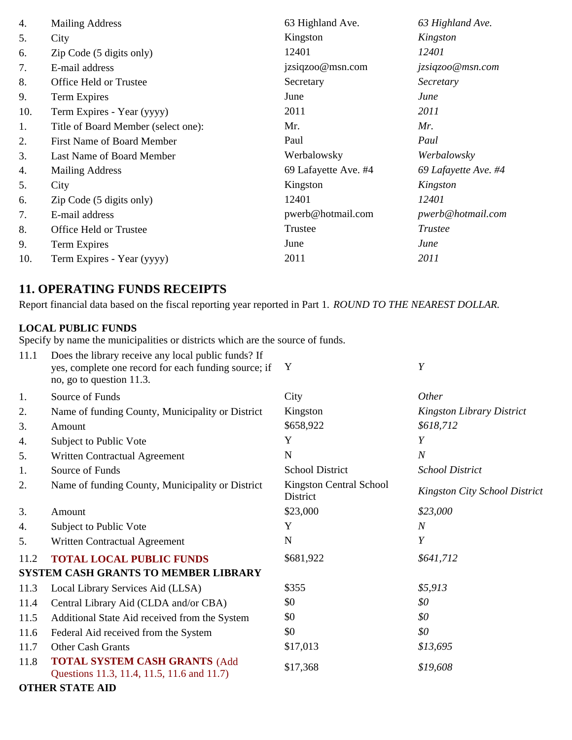| | | | |
|---|---|---|---|
| 4. | Mailing Address | 63 Highland Ave. | *63 Highland Ave.* |
| 5. | City | Kingston | *Kingston* |
| 6. | Zip Code (5 digits only) | 12401 | *12401* |
| 7. | E-mail address | jzsiqzoo@msn.com | *jzsiqzoo@msn.com* |
| 8. | Office Held or Trustee | Secretary | *Secretary* |
| 9. | Term Expires | June | *June* |
| 10. | Term Expires - Year (yyyy) | 2011 | *2011* |
| 1. | Title of Board Member (select one): | Mr. | *Mr.* |
| 2. | First Name of Board Member | Paul | *Paul* |
| 3. | Last Name of Board Member | Werbalowsky | *Werbalowsky* |
| 4. | Mailing Address | 69 Lafayette Ave. #4 | *69 Lafayette Ave. #4* |
| 5. | City | Kingston | *Kingston* |
| 6. | Zip Code (5 digits only) | 12401 | *12401* |
| 7. | E-mail address | pwerb@hotmail.com | *pwerb@hotmail.com* |
| 8. | Office Held or Trustee | Trustee | *Trustee* |
| 9. | Term Expires | June | *June* |
| 10. | Term Expires - Year (yyyy) | 2011 | *2011* |

## 11. OPERATING FUNDS RECEIPTS

Report financial data based on the fiscal reporting year reported in Part 1. *ROUND TO THE NEAREST DOLLAR.*

**LOCAL PUBLIC FUNDS**

Specify by name the municipalities or districts which are the source of funds.

| | | | |
|---|---|---|---|
| 11.1 | Does the library receive any local public funds? If yes, complete one record for each funding source; if no, go to question 11.3. | Y | *Y* |
| 1. | Source of Funds | City | *Other* |
| 2. | Name of funding County, Municipality or District | Kingston | *Kingston Library District* |
| 3. | Amount | $658,922 | *$618,712* |
| 4. | Subject to Public Vote | Y | *Y* |
| 5. | Written Contractual Agreement | N | *N* |
| 1. | Source of Funds | School District | *School District* |
| 2. | Name of funding County, Municipality or District | Kingston Central School District | *Kingston City School District* |
| 3. | Amount | $23,000 | *$23,000* |
| 4. | Subject to Public Vote | Y | *N* |
| 5. | Written Contractual Agreement | N | *Y* |
| 11.2 | **TOTAL LOCAL PUBLIC FUNDS** | $681,922 | *$641,712* |

**SYSTEM CASH GRANTS TO MEMBER LIBRARY**

| | | | |
|---|---|---|---|
| 11.3 | Local Library Services Aid (LLSA) | $355 | *$5,913* |
| 11.4 | Central Library Aid (CLDA and/or CBA) | $0 | *$0* |
| 11.5 | Additional State Aid received from the System | $0 | *$0* |
| 11.6 | Federal Aid received from the System | $0 | *$0* |
| 11.7 | Other Cash Grants | $17,013 | *$13,695* |
| 11.8 | **TOTAL SYSTEM CASH GRANTS** (Add Questions 11.3, 11.4, 11.5, 11.6 and 11.7) | $17,368 | *$19,608* |

**OTHER STATE AID**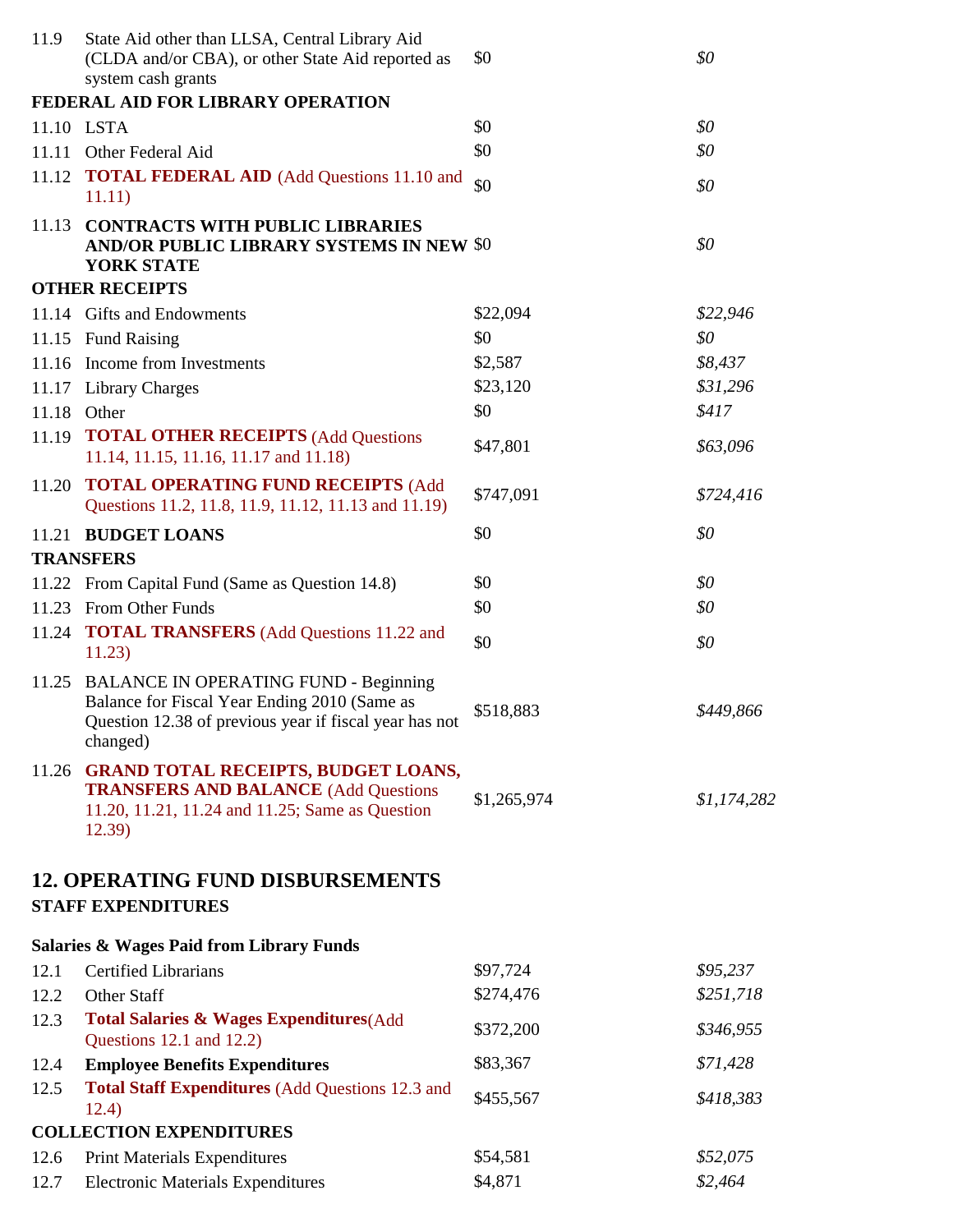| | | | |
|---|---|---|---|
| 11.9 | State Aid other than LLSA, Central Library Aid (CLDA and/or CBA), or other State Aid reported as system cash grants | $0 | *$0* |
| **FEDERAL AID FOR LIBRARY OPERATION** | | | |
| 11.10 | LSTA | $0 | *$0* |
| 11.11 | Other Federal Aid | $0 | *$0* |
| 11.12 | **TOTAL FEDERAL AID** (Add Questions 11.10 and 11.11) | $0 | *$0* |
| 11.13 | **CONTRACTS WITH PUBLIC LIBRARIES AND/OR PUBLIC LIBRARY SYSTEMS IN NEW YORK STATE** | $0 | *$0* |
| **OTHER RECEIPTS** | | | |
| 11.14 | Gifts and Endowments | $22,094 | *$22,946* |
| 11.15 | Fund Raising | $0 | *$0* |
| 11.16 | Income from Investments | $2,587 | *$8,437* |
| 11.17 | Library Charges | $23,120 | *$31,296* |
| 11.18 | Other | $0 | *$417* |
| 11.19 | **TOTAL OTHER RECEIPTS** (Add Questions 11.14, 11.15, 11.16, 11.17 and 11.18) | $47,801 | *$63,096* |
| 11.20 | **TOTAL OPERATING FUND RECEIPTS** (Add Questions 11.2, 11.8, 11.9, 11.12, 11.13 and 11.19) | $747,091 | *$724,416* |
| 11.21 | **BUDGET LOANS** | $0 | *$0* |
| **TRANSFERS** | | | |
| 11.22 | From Capital Fund (Same as Question 14.8) | $0 | *$0* |
| 11.23 | From Other Funds | $0 | *$0* |
| 11.24 | **TOTAL TRANSFERS** (Add Questions 11.22 and 11.23) | $0 | *$0* |
| 11.25 | BALANCE IN OPERATING FUND - Beginning Balance for Fiscal Year Ending 2010 (Same as Question 12.38 of previous year if fiscal year has not changed) | $518,883 | *$449,866* |
| 11.26 | **GRAND TOTAL RECEIPTS, BUDGET LOANS, TRANSFERS AND BALANCE** (Add Questions 11.20, 11.21, 11.24 and 11.25; Same as Question 12.39) | $1,265,974 | *$1,174,282* |

## 12. OPERATING FUND DISBURSEMENTS

**STAFF EXPENDITURES**

| | | | |
|---|---|---|---|
| **Salaries & Wages Paid from Library Funds** | | | |
| 12.1 | Certified Librarians | $97,724 | *$95,237* |
| 12.2 | Other Staff | $274,476 | *$251,718* |
| 12.3 | **Total Salaries & Wages Expenditures**(Add Questions 12.1 and 12.2) | $372,200 | *$346,955* |
| 12.4 | **Employee Benefits Expenditures** | $83,367 | *$71,428* |
| 12.5 | **Total Staff Expenditures** (Add Questions 12.3 and 12.4) | $455,567 | *$418,383* |
| **COLLECTION EXPENDITURES** | | | |
| 12.6 | Print Materials Expenditures | $54,581 | *$52,075* |
| 12.7 | Electronic Materials Expenditures | $4,871 | *$2,464* |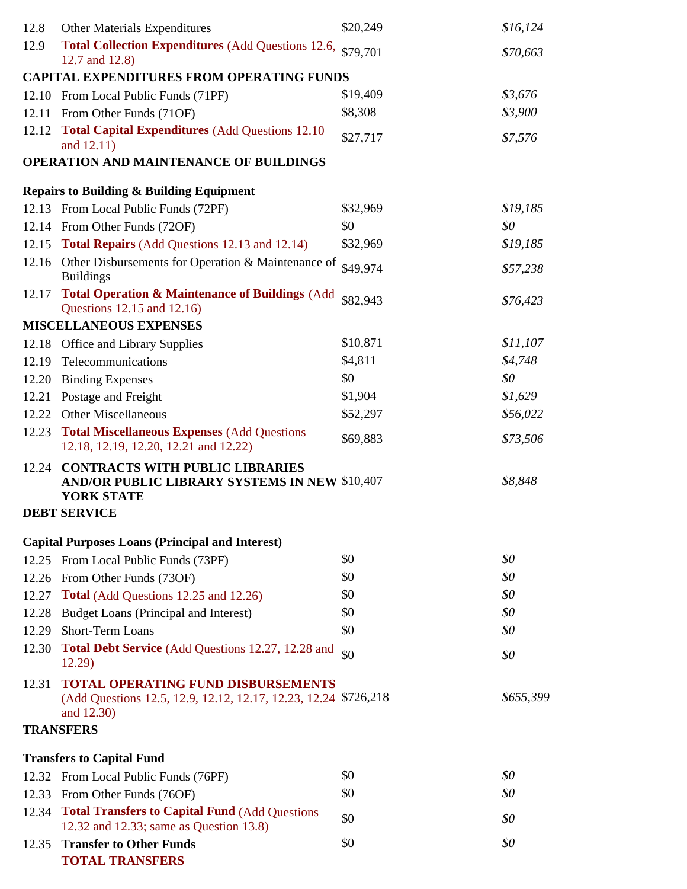| | | | |
|---|---|---|---|
| 12.8 | Other Materials Expenditures | $20,249 | *$16,124* |
| 12.9 | **Total Collection Expenditures** (Add Questions 12.6, 12.7 and 12.8) | $79,701 | *$70,663* |
| **CAPITAL EXPENDITURES FROM OPERATING FUNDS** | | | |
| 12.10 | From Local Public Funds (71PF) | $19,409 | *$3,676* |
| 12.11 | From Other Funds (71OF) | $8,308 | *$3,900* |
| 12.12 | **Total Capital Expenditures** (Add Questions 12.10 and 12.11) | $27,717 | *$7,576* |
| **OPERATION AND MAINTENANCE OF BUILDINGS** | | | |
| **Repairs to Building & Building Equipment** | | | |
| 12.13 | From Local Public Funds (72PF) | $32,969 | *$19,185* |
| 12.14 | From Other Funds (72OF) | $0 | *$0* |
| 12.15 | **Total Repairs** (Add Questions 12.13 and 12.14) | $32,969 | *$19,185* |
| 12.16 | Other Disbursements for Operation & Maintenance of Buildings | $49,974 | *$57,238* |
| 12.17 | **Total Operation & Maintenance of Buildings** (Add Questions 12.15 and 12.16) | $82,943 | *$76,423* |
| **MISCELLANEOUS EXPENSES** | | | |
| 12.18 | Office and Library Supplies | $10,871 | *$11,107* |
| 12.19 | Telecommunications | $4,811 | *$4,748* |
| 12.20 | Binding Expenses | $0 | *$0* |
| 12.21 | Postage and Freight | $1,904 | *$1,629* |
| 12.22 | Other Miscellaneous | $52,297 | *$56,022* |
| 12.23 | **Total Miscellaneous Expenses** (Add Questions 12.18, 12.19, 12.20, 12.21 and 12.22) | $69,883 | *$73,506* |
| 12.24 | **CONTRACTS WITH PUBLIC LIBRARIES AND/OR PUBLIC LIBRARY SYSTEMS IN NEW YORK STATE** | $10,407 | *$8,848* |
| **DEBT SERVICE** | | | |
| **Capital Purposes Loans (Principal and Interest)** | | | |
| 12.25 | From Local Public Funds (73PF) | $0 | *$0* |
| 12.26 | From Other Funds (73OF) | $0 | *$0* |
| 12.27 | **Total** (Add Questions 12.25 and 12.26) | $0 | *$0* |
| 12.28 | Budget Loans (Principal and Interest) | $0 | *$0* |
| 12.29 | Short-Term Loans | $0 | *$0* |
| 12.30 | **Total Debt Service** (Add Questions 12.27, 12.28 and 12.29) | $0 | *$0* |
| 12.31 | **TOTAL OPERATING FUND DISBURSEMENTS** (Add Questions 12.5, 12.9, 12.12, 12.17, 12.23, 12.24 and 12.30) | $726,218 | *$655,399* |
| **TRANSFERS** | | | |
| **Transfers to Capital Fund** | | | |
| 12.32 | From Local Public Funds (76PF) | $0 | *$0* |
| 12.33 | From Other Funds (76OF) | $0 | *$0* |
| 12.34 | **Total Transfers to Capital Fund** (Add Questions 12.32 and 12.33; same as Question 13.8) | $0 | *$0* |
| 12.35 | **Transfer to Other Funds** | $0 | *$0* |
| | **TOTAL TRANSFERS** | | |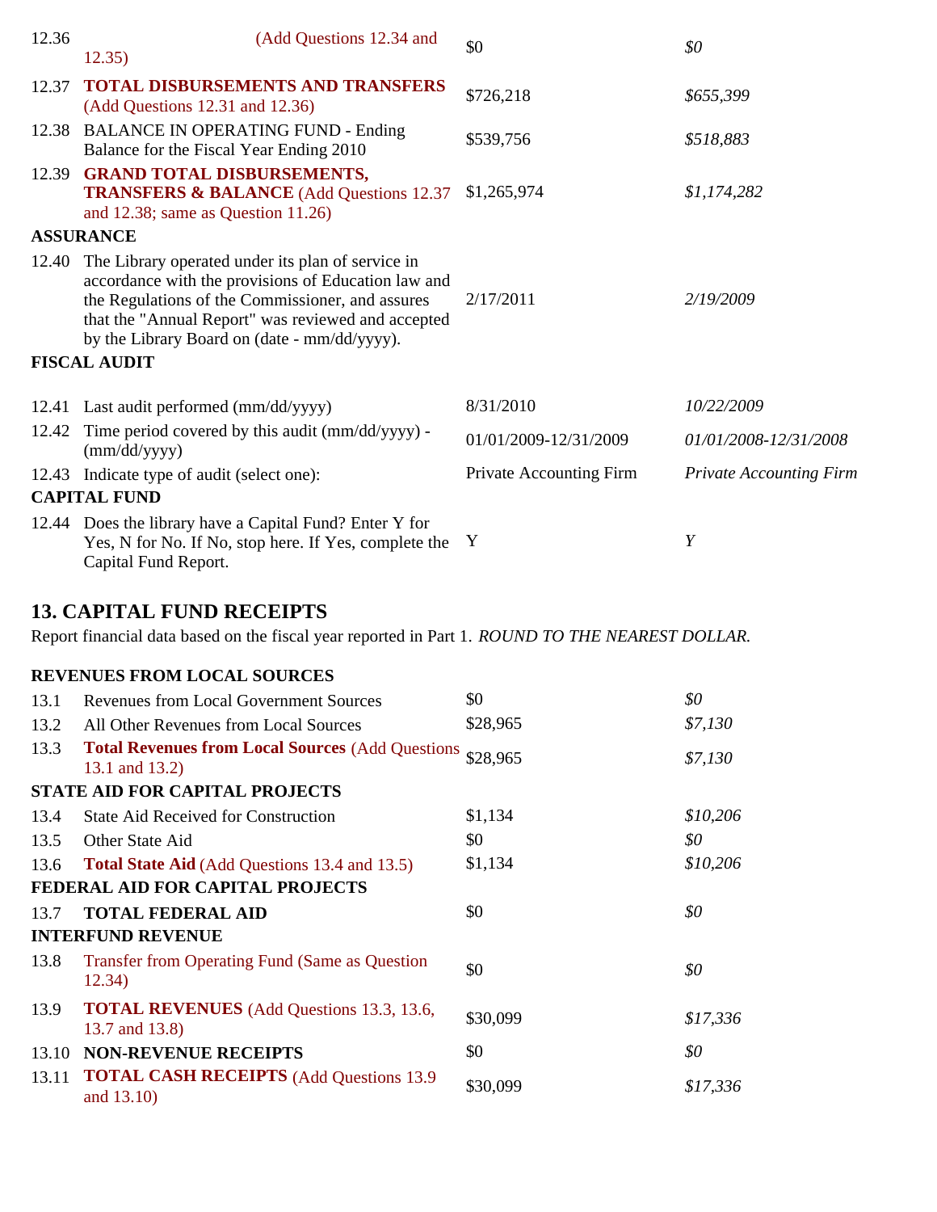| | | | |
|---|---|---|---|
| 12.36 | (Add Questions 12.34 and 12.35) | $0 | *$0* |
| 12.37 | **TOTAL DISBURSEMENTS AND TRANSFERS** (Add Questions 12.31 and 12.36) | $726,218 | *$655,399* |
| 12.38 | BALANCE IN OPERATING FUND - Ending Balance for the Fiscal Year Ending 2010 | $539,756 | *$518,883* |
| 12.39 | **GRAND TOTAL DISBURSEMENTS, TRANSFERS & BALANCE** (Add Questions 12.37 and 12.38; same as Question 11.26) | $1,265,974 | *$1,174,282* |
| **ASSURANCE** | | | |
| 12.40 | The Library operated under its plan of service in accordance with the provisions of Education law and the Regulations of the Commissioner, and assures that the "Annual Report" was reviewed and accepted by the Library Board on (date - mm/dd/yyyy). | 2/17/2011 | *2/19/2009* |
| **FISCAL AUDIT** | | | |
| 12.41 | Last audit performed (mm/dd/yyyy) | 8/31/2010 | *10/22/2009* |
| 12.42 | Time period covered by this audit (mm/dd/yyyy) - (mm/dd/yyyy) | 01/01/2009-12/31/2009 | *01/01/2008-12/31/2008* |
| 12.43 | Indicate type of audit (select one): | Private Accounting Firm | *Private Accounting Firm* |
| **CAPITAL FUND** | | | |
| 12.44 | Does the library have a Capital Fund? Enter Y for Yes, N for No. If No, stop here. If Yes, complete the Capital Fund Report. | Y | *Y* |

## 13. CAPITAL FUND RECEIPTS

Report financial data based on the fiscal year reported in Part 1. *ROUND TO THE NEAREST DOLLAR.*

| | | | |
|---|---|---|---|
| **REVENUES FROM LOCAL SOURCES** | | | |
| 13.1 | Revenues from Local Government Sources | $0 | *$0* |
| 13.2 | All Other Revenues from Local Sources | $28,965 | *$7,130* |
| 13.3 | **Total Revenues from Local Sources** (Add Questions 13.1 and 13.2) | $28,965 | *$7,130* |
| **STATE AID FOR CAPITAL PROJECTS** | | | |
| 13.4 | State Aid Received for Construction | $1,134 | *$10,206* |
| 13.5 | Other State Aid | $0 | *$0* |
| 13.6 | **Total State Aid** (Add Questions 13.4 and 13.5) | $1,134 | *$10,206* |
| **FEDERAL AID FOR CAPITAL PROJECTS** | | | |
| 13.7 | **TOTAL FEDERAL AID** | $0 | *$0* |
| **INTERFUND REVENUE** | | | |
| 13.8 | Transfer from Operating Fund (Same as Question 12.34) | $0 | *$0* |
| 13.9 | **TOTAL REVENUES** (Add Questions 13.3, 13.6, 13.7 and 13.8) | $30,099 | *$17,336* |
| 13.10 | **NON-REVENUE RECEIPTS** | $0 | *$0* |
| 13.11 | **TOTAL CASH RECEIPTS** (Add Questions 13.9 and 13.10) | $30,099 | *$17,336* |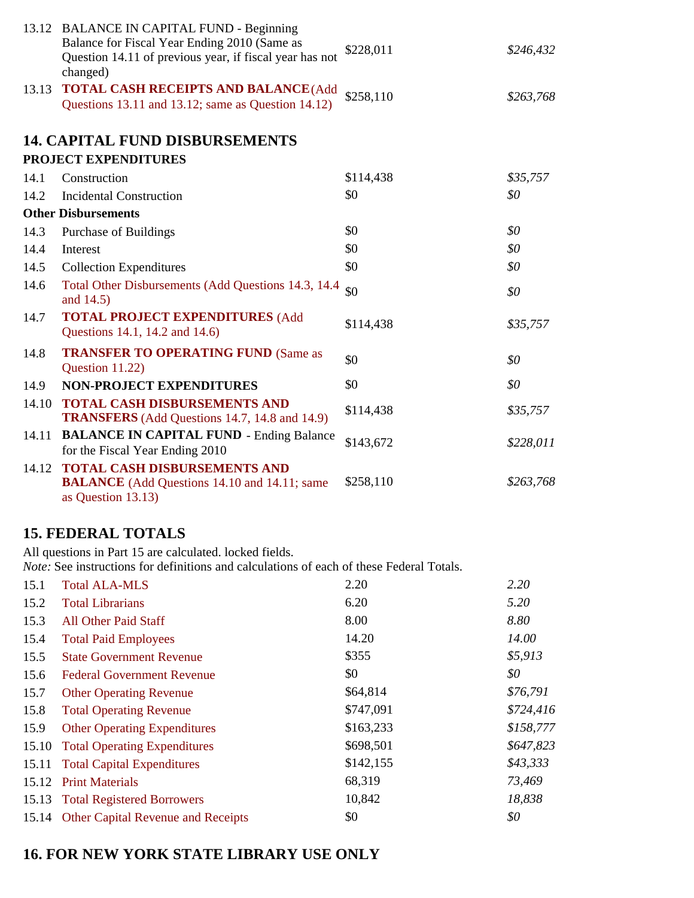| | | | |
|---|---|---|---|
| 13.12 | BALANCE IN CAPITAL FUND - Beginning Balance for Fiscal Year Ending 2010 (Same as Question 14.11 of previous year, if fiscal year has not changed) | $228,011 | *$246,432* |
| 13.13 | **TOTAL CASH RECEIPTS AND BALANCE** (Add Questions 13.11 and 13.12; same as Question 14.12) | $258,110 | *$263,768* |

## 14. CAPITAL FUND DISBURSEMENTS

| | | | |
|---|---|---|---|
| **PROJECT EXPENDITURES** | | | |
| 14.1 | Construction | $114,438 | *$35,757* |
| 14.2 | Incidental Construction | $0 | *$0* |
| **Other Disbursements** | | | |
| 14.3 | Purchase of Buildings | $0 | *$0* |
| 14.4 | Interest | $0 | *$0* |
| 14.5 | Collection Expenditures | $0 | *$0* |
| 14.6 | Total Other Disbursements (Add Questions 14.3, 14.4 and 14.5) | $0 | *$0* |
| 14.7 | **TOTAL PROJECT EXPENDITURES** (Add Questions 14.1, 14.2 and 14.6) | $114,438 | *$35,757* |
| 14.8 | **TRANSFER TO OPERATING FUND** (Same as Question 11.22) | $0 | *$0* |
| 14.9 | **NON-PROJECT EXPENDITURES** | $0 | *$0* |
| 14.10 | **TOTAL CASH DISBURSEMENTS AND TRANSFERS** (Add Questions 14.7, 14.8 and 14.9) | $114,438 | *$35,757* |
| 14.11 | **BALANCE IN CAPITAL FUND** - Ending Balance for the Fiscal Year Ending 2010 | $143,672 | *$228,011* |
| 14.12 | **TOTAL CASH DISBURSEMENTS AND BALANCE** (Add Questions 14.10 and 14.11; same as Question 13.13) | $258,110 | *$263,768* |

## 15. FEDERAL TOTALS

All questions in Part 15 are calculated. locked fields.
*Note:* See instructions for definitions and calculations of each of these Federal Totals.

| | | | |
|---|---|---|---|
| 15.1 | Total ALA-MLS | 2.20 | *2.20* |
| 15.2 | Total Librarians | 6.20 | *5.20* |
| 15.3 | All Other Paid Staff | 8.00 | *8.80* |
| 15.4 | Total Paid Employees | 14.20 | *14.00* |
| 15.5 | State Government Revenue | $355 | *$5,913* |
| 15.6 | Federal Government Revenue | $0 | *$0* |
| 15.7 | Other Operating Revenue | $64,814 | *$76,791* |
| 15.8 | Total Operating Revenue | $747,091 | *$724,416* |
| 15.9 | Other Operating Expenditures | $163,233 | *$158,777* |
| 15.10 | Total Operating Expenditures | $698,501 | *$647,823* |
| 15.11 | Total Capital Expenditures | $142,155 | *$43,333* |
| 15.12 | Print Materials | 68,319 | *73,469* |
| 15.13 | Total Registered Borrowers | 10,842 | *18,838* |
| 15.14 | Other Capital Revenue and Receipts | $0 | *$0* |

## 16. FOR NEW YORK STATE LIBRARY USE ONLY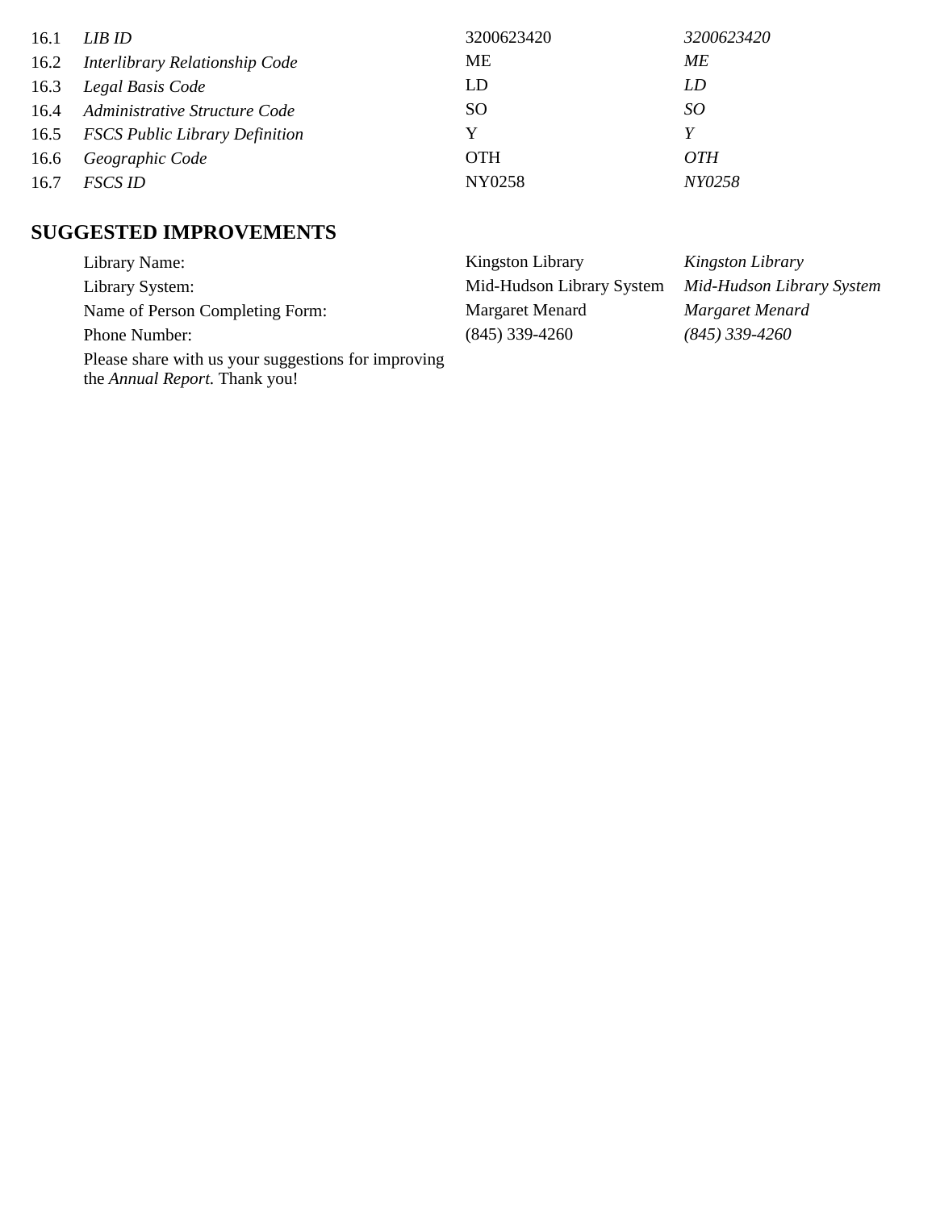| | | | |
|---|---|---|---|
| 16.1 | *LIB ID* | 3200623420 | *3200623420* |
| 16.2 | *Interlibrary Relationship Code* | ME | *ME* |
| 16.3 | *Legal Basis Code* | LD | *LD* |
| 16.4 | *Administrative Structure Code* | SO | *SO* |
| 16.5 | *FSCS Public Library Definition* | Y | *Y* |
| 16.6 | *Geographic Code* | OTH | *OTH* |
| 16.7 | *FSCS ID* | NY0258 | *NY0258* |

## SUGGESTED IMPROVEMENTS

| | | |
|---|---|---|
| Library Name: | Kingston Library | *Kingston Library* |
| Library System: | Mid-Hudson Library System | *Mid-Hudson Library System* |
| Name of Person Completing Form: | Margaret Menard | *Margaret Menard* |
| Phone Number: | (845) 339-4260 | *(845) 339-4260* |
| Please share with us your suggestions for improving the *Annual Report*. Thank you! | | |